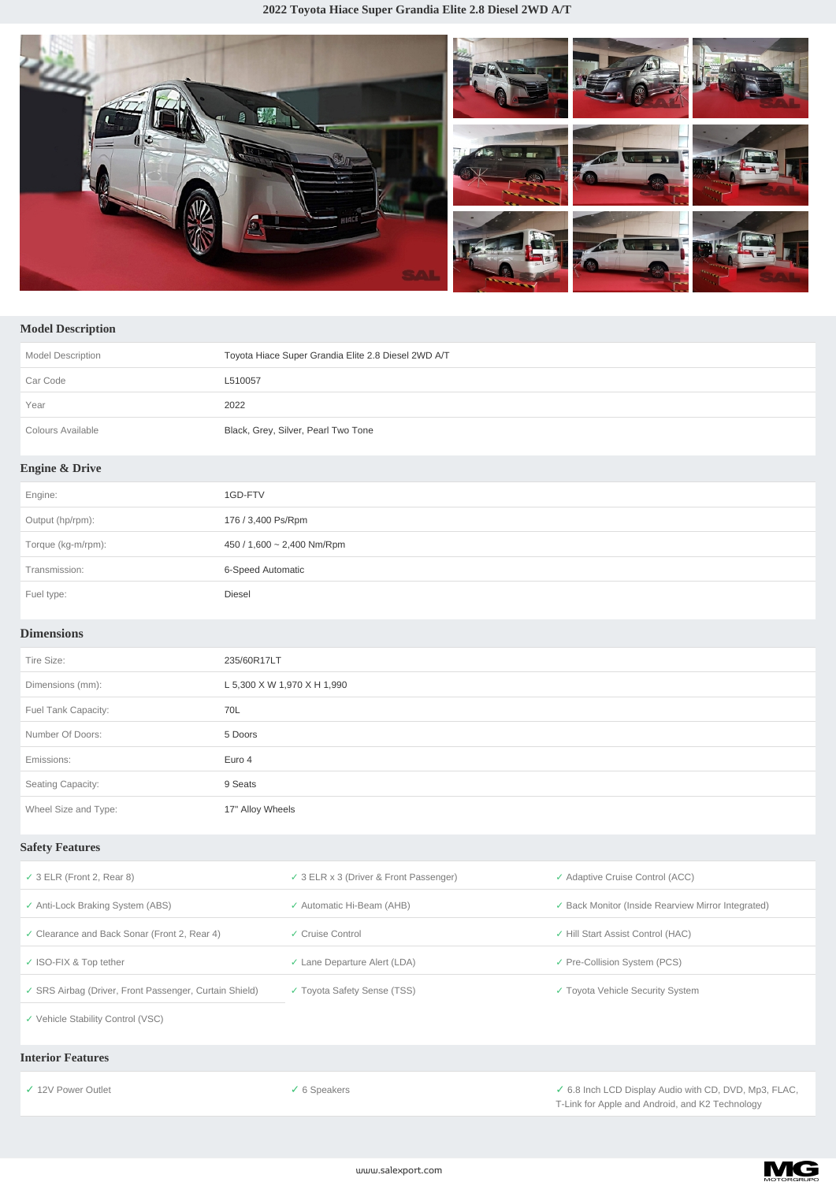# 2022 Toyota Hiace Super Grandia Elite 2.8 Diesel 2WD A/T

## Model Description

| | |
|---|---|
| Model Description | Toyota Hiace Super Grandia Elite 2.8 Diesel 2WD A/T |
| Car Code | L510057 |
| Year | 2022 |
| Colours Available | Black, Grey, Silver, Pearl Two Tone |

## Engine & Drive

| | |
|---|---|
| Engine: | 1GD-FTV |
| Output (hp/rpm): | 176 / 3,400 Ps/Rpm |
| Torque (kg-m/rpm): | 450 / 1,600 ~ 2,400 Nm/Rpm |
| Transmission: | 6-Speed Automatic |
| Fuel type: | Diesel |

## Dimensions

| | |
|---|---|
| Tire Size: | 235/60R17LT |
| Dimensions (mm): | L 5,300 X W 1,970 X H 1,990 |
| Fuel Tank Capacity: | 70L |
| Number Of Doors: | 5 Doors |
| Emissions: | Euro 4 |
| Seating Capacity: | 9 Seats |
| Wheel Size and Type: | 17" Alloy Wheels |

## Safety Features

- ✓ 3 ELR (Front 2, Rear 8)
- ✓ 3 ELR x 3 (Driver & Front Passenger)
- ✓ Adaptive Cruise Control (ACC)
- ✓ Anti-Lock Braking System (ABS)
- ✓ Automatic Hi-Beam (AHB)
- ✓ Back Monitor (Inside Rearview Mirror Integrated)
- ✓ Clearance and Back Sonar (Front 2, Rear 4)
- ✓ Cruise Control
- ✓ Hill Start Assist Control (HAC)
- ✓ ISO-FIX & Top tether
- ✓ Lane Departure Alert (LDA)
- ✓ Pre-Collision System (PCS)
- ✓ SRS Airbag (Driver, Front Passenger, Curtain Shield)
- ✓ Toyota Safety Sense (TSS)
- ✓ Toyota Vehicle Security System
- ✓ Vehicle Stability Control (VSC)

## Interior Features

- ✓ 12V Power Outlet
- ✓ 6 Speakers
- ✓ 6.8 Inch LCD Display Audio with CD, DVD, Mp3, FLAC, T-Link for Apple and Android, and K2 Technology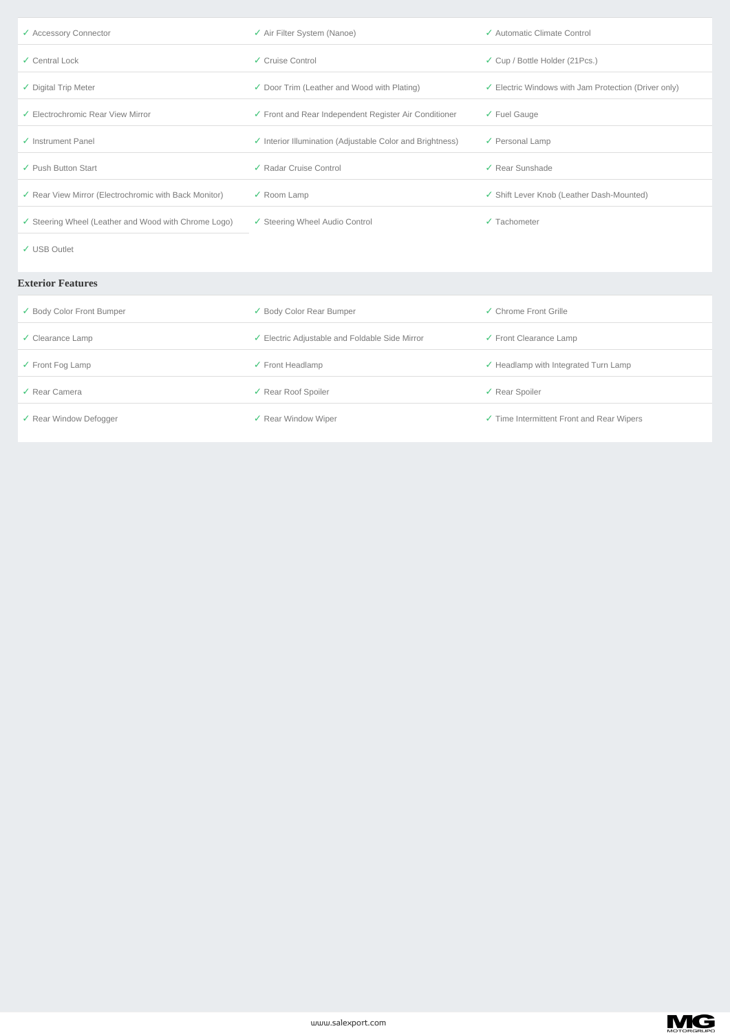| | | |
|---|---|---|
| ✓ Accessory Connector | ✓ Air Filter System (Nanoe) | ✓ Automatic Climate Control |
| ✓ Central Lock | ✓ Cruise Control | ✓ Cup / Bottle Holder (21Pcs.) |
| ✓ Digital Trip Meter | ✓ Door Trim (Leather and Wood with Plating) | ✓ Electric Windows with Jam Protection (Driver only) |
| ✓ Electrochromic Rear View Mirror | ✓ Front and Rear Independent Register Air Conditioner | ✓ Fuel Gauge |
| ✓ Instrument Panel | ✓ Interior Illumination (Adjustable Color and Brightness) | ✓ Personal Lamp |
| ✓ Push Button Start | ✓ Radar Cruise Control | ✓ Rear Sunshade |
| ✓ Rear View Mirror (Electrochromic with Back Monitor) | ✓ Room Lamp | ✓ Shift Lever Knob (Leather Dash-Mounted) |
| ✓ Steering Wheel (Leather and Wood with Chrome Logo) | ✓ Steering Wheel Audio Control | ✓ Tachometer |
| ✓ USB Outlet | | |

**Exterior Features**

| | | |
|---|---|---|
| ✓ Body Color Front Bumper | ✓ Body Color Rear Bumper | ✓ Chrome Front Grille |
| ✓ Clearance Lamp | ✓ Electric Adjustable and Foldable Side Mirror | ✓ Front Clearance Lamp |
| ✓ Front Fog Lamp | ✓ Front Headlamp | ✓ Headlamp with Integrated Turn Lamp |
| ✓ Rear Camera | ✓ Rear Roof Spoiler | ✓ Rear Spoiler |
| ✓ Rear Window Defogger | ✓ Rear Window Wiper | ✓ Time Intermittent Front and Rear Wipers |